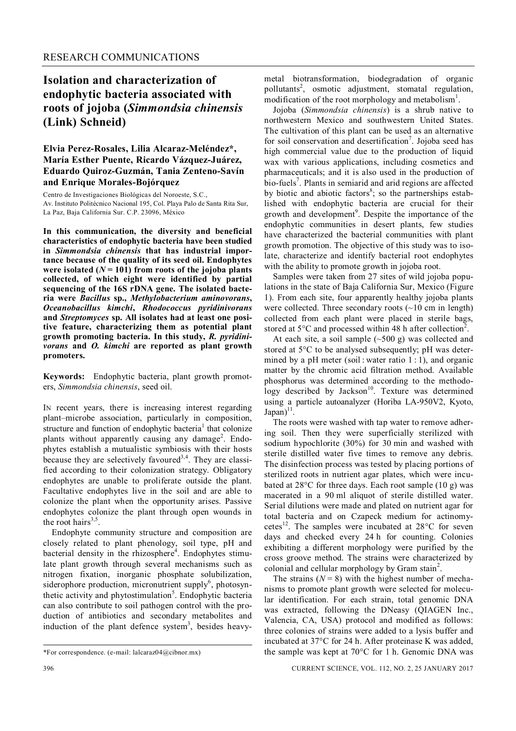RESEARCH COMMUNICATIONS

# Isolation and characterization of endophytic bacteria associated with roots of jojoba (*Simmondsia chinensis* (Link) Schneid)

**Elvia Perez-Rosales, Lilia Alcaraz-Meléndez\*, María Esther Puente, Ricardo Vázquez-Juárez, Eduardo Quiroz-Guzmán, Tania Zenteno-Savín and Enrique Morales-Bojórquez**

Centro de Investigaciones Biológicas del Noroeste, S.C., Av. Instituto Politécnico Nacional 195, Col. Playa Palo de Santa Rita Sur, La Paz, Baja California Sur. C.P. 23096, México

**In this communication, the diversity and beneficial characteristics of endophytic bacteria have been studied in *Simmondsia chinensis* that has industrial importance because of the quality of its seed oil. Endophytes were isolated ($N = 101$) from roots of the jojoba plants collected, of which eight were identified by partial sequencing of the 16S rDNA gene. The isolated bacteria were *Bacillus* sp., *Methylobacterium aminovorans*, *Oceanobacillus kimchi*, *Rhodococcus pyridinivorans* and *Streptomyces* sp. All isolates had at least one positive feature, characterizing them as potential plant growth promoting bacteria. In this study, *R. pyridinivorans* and *O. kimchi* are reported as plant growth promoters.**

**Keywords:** Endophytic bacteria, plant growth promoters, *Simmondsia chinensis*, seed oil.

In recent years, there is increasing interest regarding plant–microbe association, particularly in composition, structure and function of endophytic bacteria[1] that colonize plants without apparently causing any damage[2]. Endophytes establish a mutualistic symbiosis with their hosts because they are selectively favoured[3,4]. They are classified according to their colonization strategy. Obligatory endophytes are unable to proliferate outside the plant. Facultative endophytes live in the soil and are able to colonize the plant when the opportunity arises. Passive endophytes colonize the plant through open wounds in the root hairs[3,5].

Endophyte community structure and composition are closely related to plant phenology, soil type, pH and bacterial density in the rhizosphere[4]. Endophytes stimulate plant growth through several mechanisms such as nitrogen fixation, inorganic phosphate solubilization, siderophore production, micronutrient supply[6], photosynthetic activity and phytostimulation[5]. Endophytic bacteria can also contribute to soil pathogen control with the production of antibiotics and secondary metabolites and induction of the plant defence system[3], besides heavy-metal biotransformation, biodegradation of organic pollutants[2], osmotic adjustment, stomatal regulation, modification of the root morphology and metabolism[1].

Jojoba (*Simmondsia chinensis*) is a shrub native to northwestern Mexico and southwestern United States. The cultivation of this plant can be used as an alternative for soil conservation and desertification[7]. Jojoba seed has high commercial value due to the production of liquid wax with various applications, including cosmetics and pharmaceuticals; and it is also used in the production of bio-fuels[7]. Plants in semiarid and arid regions are affected by biotic and abiotic factors[8]; so the partnerships established with endophytic bacteria are crucial for their growth and development[9]. Despite the importance of the endophytic communities in desert plants, few studies have characterized the bacterial communities with plant growth promotion. The objective of this study was to isolate, characterize and identify bacterial root endophytes with the ability to promote growth in jojoba root.

Samples were taken from 27 sites of wild jojoba populations in the state of Baja California Sur, Mexico (Figure 1). From each site, four apparently healthy jojoba plants were collected. Three secondary roots (~10 cm in length) collected from each plant were placed in sterile bags, stored at 5°C and processed within 48 h after collection[2].

At each site, a soil sample (~500 g) was collected and stored at 5°C to be analysed subsequently; pH was determined by a pH meter (soil : water ratio 1 : 1), and organic matter by the chromic acid filtration method. Available phosphorus was determined according to the methodology described by Jackson[10]. Texture was determined using a particle autoanalyzer (Horiba LA-950V2, Kyoto, Japan)[11].

The roots were washed with tap water to remove adhering soil. Then they were superficially sterilized with sodium hypochlorite (30%) for 30 min and washed with sterile distilled water five times to remove any debris. The disinfection process was tested by placing portions of sterilized roots in nutrient agar plates, which were incubated at 28°C for three days. Each root sample (10 g) was macerated in a 90 ml aliquot of sterile distilled water. Serial dilutions were made and plated on nutrient agar for total bacteria and on Czapeck medium for actinomycetes[12]. The samples were incubated at 28°C for seven days and checked every 24 h for counting. Colonies exhibiting a different morphology were purified by the cross groove method. The strains were characterized by colonial and cellular morphology by Gram stain[2].

The strains ($N = 8$) with the highest number of mechanisms to promote plant growth were selected for molecular identification. For each strain, total genomic DNA was extracted, following the DNeasy (QIAGEN Inc., Valencia, CA, USA) protocol and modified as follows: three colonies of strains were added to a lysis buffer and incubated at 37°C for 24 h. After proteinase K was added, the sample was kept at 70°C for 1 h. Genomic DNA was

\*For correspondence. (e-mail: lalcaraz04@cibnor.mx)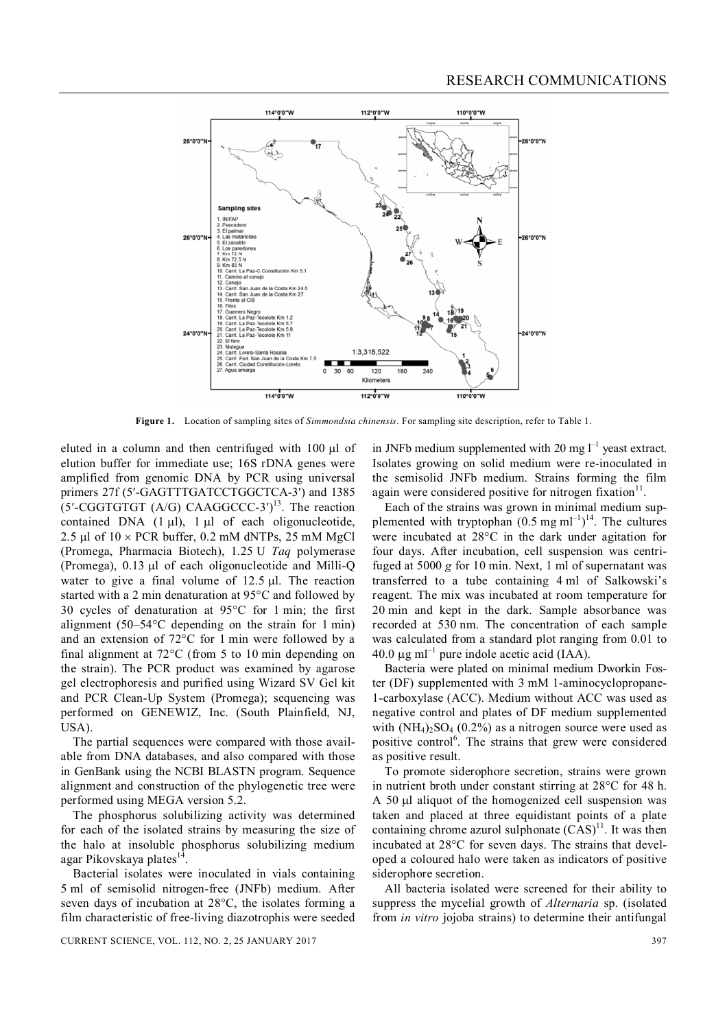**Figure 1.** Location of sampling sites of *Simmondsia chinensis*. For sampling site description, refer to Table 1.

eluted in a column and then centrifuged with 100 μl of elution buffer for immediate use; 16S rDNA genes were amplified from genomic DNA by PCR using universal primers 27f (5′-GAGTTTGATCCTGGCTCA-3′) and 1385 (5′-CGGTGTGT (A/G) CAAGGCCC-3′)[13]. The reaction contained DNA (1 μl), 1 μl of each oligonucleotide, 2.5 μl of 10 × PCR buffer, 0.2 mM dNTPs, 25 mM MgCl (Promega, Pharmacia Biotech), 1.25 U *Taq* polymerase (Promega), 0.13 μl of each oligonucleotide and Milli-Q water to give a final volume of 12.5 μl. The reaction started with a 2 min denaturation at 95°C and followed by 30 cycles of denaturation at 95°C for 1 min; the first alignment (50–54°C depending on the strain for 1 min) and an extension of 72°C for 1 min were followed by a final alignment at 72°C (from 5 to 10 min depending on the strain). The PCR product was examined by agarose gel electrophoresis and purified using Wizard SV Gel kit and PCR Clean-Up System (Promega); sequencing was performed on GENEWIZ, Inc. (South Plainfield, NJ, USA).

The partial sequences were compared with those available from DNA databases, and also compared with those in GenBank using the NCBI BLASTN program. Sequence alignment and construction of the phylogenetic tree were performed using MEGA version 5.2.

The phosphorus solubilizing activity was determined for each of the isolated strains by measuring the size of the halo at insoluble phosphorus solubilizing medium agar Pikovskaya plates[14].

Bacterial isolates were inoculated in vials containing 5 ml of semisolid nitrogen-free (JNFb) medium. After seven days of incubation at 28°C, the isolates forming a film characteristic of free-living diazotrophis were seeded in JNFb medium supplemented with 20 mg $l^{-1}$ yeast extract. Isolates growing on solid medium were re-inoculated in the semisolid JNFb medium. Strains forming the film again were considered positive for nitrogen fixation[11].

Each of the strains was grown in minimal medium supplemented with tryptophan (0.5 mg $ml^{-1}$)[14]. The cultures were incubated at 28°C in the dark under agitation for four days. After incubation, cell suspension was centrifuged at 5000 *g* for 10 min. Next, 1 ml of supernatant was transferred to a tube containing 4 ml of Salkowski's reagent. The mix was incubated at room temperature for 20 min and kept in the dark. Sample absorbance was recorded at 530 nm. The concentration of each sample was calculated from a standard plot ranging from 0.01 to 40.0 μg $ml^{-1}$ pure indole acetic acid (IAA).

Bacteria were plated on minimal medium Dworkin Foster (DF) supplemented with 3 mM 1-aminocyclopropane-1-carboxylase (ACC). Medium without ACC was used as negative control and plates of DF medium supplemented with $(NH_4)_2SO_4$ (0.2%) as a nitrogen source were used as positive control[6]. The strains that grew were considered as positive result.

To promote siderophore secretion, strains were grown in nutrient broth under constant stirring at 28°C for 48 h. A 50 μl aliquot of the homogenized cell suspension was taken and placed at three equidistant points of a plate containing chrome azurol sulphonate (CAS)[11]. It was then incubated at 28°C for seven days. The strains that developed a coloured halo were taken as indicators of positive siderophore secretion.

All bacteria isolated were screened for their ability to suppress the mycelial growth of *Alternaria* sp. (isolated from *in vitro* jojoba strains) to determine their antifungal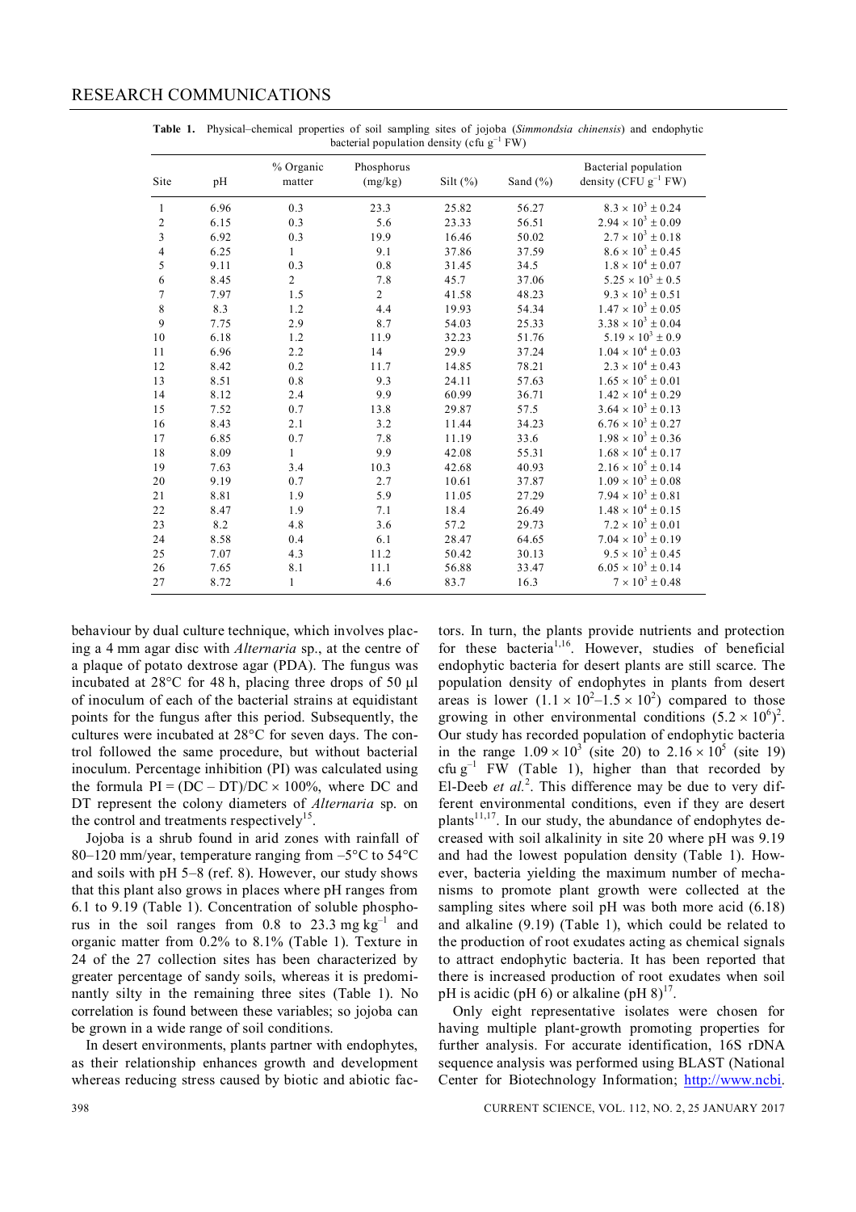**Table 1.** Physical–chemical properties of soil sampling sites of jojoba (*Simmondsia chinensis*) and endophytic bacterial population density (cfu $g^{-1}$ FW)

| Site | pH | % Organic matter | Phosphorus (mg/kg) | Silt (%) | Sand (%) | Bacterial population density (CFU $g^{-1}$ FW) |
|---|---|---|---|---|---|---|
| 1 | 6.96 | 0.3 | 23.3 | 25.82 | 56.27 | $8.3 \times 10^3 \pm 0.24$ |
| 2 | 6.15 | 0.3 | 5.6 | 23.33 | 56.51 | $2.94 \times 10^3 \pm 0.09$ |
| 3 | 6.92 | 0.3 | 19.9 | 16.46 | 50.02 | $2.7 \times 10^3 \pm 0.18$ |
| 4 | 6.25 | 1 | 9.1 | 37.86 | 37.59 | $8.6 \times 10^3 \pm 0.45$ |
| 5 | 9.11 | 0.3 | 0.8 | 31.45 | 34.5 | $1.8 \times 10^4 \pm 0.07$ |
| 6 | 8.45 | 2 | 7.8 | 45.7 | 37.06 | $5.25 \times 10^3 \pm 0.5$ |
| 7 | 7.97 | 1.5 | 2 | 41.58 | 48.23 | $9.3 \times 10^3 \pm 0.51$ |
| 8 | 8.3 | 1.2 | 4.4 | 19.93 | 54.34 | $1.47 \times 10^3 \pm 0.05$ |
| 9 | 7.75 | 2.9 | 8.7 | 54.03 | 25.33 | $3.38 \times 10^3 \pm 0.04$ |
| 10 | 6.18 | 1.2 | 11.9 | 32.23 | 51.76 | $5.19 \times 10^3 \pm 0.9$ |
| 11 | 6.96 | 2.2 | 14 | 29.9 | 37.24 | $1.04 \times 10^4 \pm 0.03$ |
| 12 | 8.42 | 0.2 | 11.7 | 14.85 | 78.21 | $2.3 \times 10^4 \pm 0.43$ |
| 13 | 8.51 | 0.8 | 9.3 | 24.11 | 57.63 | $1.65 \times 10^5 \pm 0.01$ |
| 14 | 8.12 | 2.4 | 9.9 | 60.99 | 36.71 | $1.42 \times 10^4 \pm 0.29$ |
| 15 | 7.52 | 0.7 | 13.8 | 29.87 | 57.5 | $3.64 \times 10^3 \pm 0.13$ |
| 16 | 8.43 | 2.1 | 3.2 | 11.44 | 34.23 | $6.76 \times 10^3 \pm 0.27$ |
| 17 | 6.85 | 0.7 | 7.8 | 11.19 | 33.6 | $1.98 \times 10^3 \pm 0.36$ |
| 18 | 8.09 | 1 | 9.9 | 42.08 | 55.31 | $1.68 \times 10^4 \pm 0.17$ |
| 19 | 7.63 | 3.4 | 10.3 | 42.68 | 40.93 | $2.16 \times 10^5 \pm 0.14$ |
| 20 | 9.19 | 0.7 | 2.7 | 10.61 | 37.87 | $1.09 \times 10^3 \pm 0.08$ |
| 21 | 8.81 | 1.9 | 5.9 | 11.05 | 27.29 | $7.94 \times 10^3 \pm 0.81$ |
| 22 | 8.47 | 1.9 | 7.1 | 18.4 | 26.49 | $1.48 \times 10^4 \pm 0.15$ |
| 23 | 8.2 | 4.8 | 3.6 | 57.2 | 29.73 | $7.2 \times 10^3 \pm 0.01$ |
| 24 | 8.58 | 0.4 | 6.1 | 28.47 | 64.65 | $7.04 \times 10^3 \pm 0.19$ |
| 25 | 7.07 | 4.3 | 11.2 | 50.42 | 30.13 | $9.5 \times 10^3 \pm 0.45$ |
| 26 | 7.65 | 8.1 | 11.1 | 56.88 | 33.47 | $6.05 \times 10^3 \pm 0.14$ |
| 27 | 8.72 | 1 | 4.6 | 83.7 | 16.3 | $7 \times 10^3 \pm 0.48$ |

behaviour by dual culture technique, which involves placing a 4 mm agar disc with *Alternaria* sp., at the centre of a plaque of potato dextrose agar (PDA). The fungus was incubated at 28°C for 48 h, placing three drops of 50 μl of inoculum of each of the bacterial strains at equidistant points for the fungus after this period. Subsequently, the cultures were incubated at 28°C for seven days. The control followed the same procedure, but without bacterial inoculum. Percentage inhibition (PI) was calculated using the formula $PI = (DC - DT)/DC \times 100\%$, where DC and DT represent the colony diameters of *Alternaria* sp. on the control and treatments respectively[15].

Jojoba is a shrub found in arid zones with rainfall of 80–120 mm/year, temperature ranging from –5°C to 54°C and soils with pH 5–8 (ref. 8). However, our study shows that this plant also grows in places where pH ranges from 6.1 to 9.19 (Table 1). Concentration of soluble phosphorus in the soil ranges from 0.8 to 23.3 mg $kg^{-1}$ and organic matter from 0.2% to 8.1% (Table 1). Texture in 24 of the 27 collection sites has been characterized by greater percentage of sandy soils, whereas it is predominantly silty in the remaining three sites (Table 1). No correlation is found between these variables; so jojoba can be grown in a wide range of soil conditions.

In desert environments, plants partner with endophytes, as their relationship enhances growth and development whereas reducing stress caused by biotic and abiotic factors. In turn, the plants provide nutrients and protection for these bacteria[1,16]. However, studies of beneficial endophytic bacteria for desert plants are still scarce. The population density of endophytes in plants from desert areas is lower ($1.1 \times 10^2$–$1.5 \times 10^2$) compared to those growing in other environmental conditions ($5.2 \times 10^6$)[2]. Our study has recorded population of endophytic bacteria in the range $1.09 \times 10^3$ (site 20) to $2.16 \times 10^5$ (site 19) cfu $g^{-1}$ FW (Table 1), higher than that recorded by El-Deeb *et al.*[2]. This difference may be due to very different environmental conditions, even if they are desert plants[11,17]. In our study, the abundance of endophytes decreased with soil alkalinity in site 20 where pH was 9.19 and had the lowest population density (Table 1). However, bacteria yielding the maximum number of mechanisms to promote plant growth were collected at the sampling sites where soil pH was both more acid (6.18) and alkaline (9.19) (Table 1), which could be related to the production of root exudates acting as chemical signals to attract endophytic bacteria. It has been reported that there is increased production of root exudates when soil pH is acidic (pH 6) or alkaline (pH 8)[17].

Only eight representative isolates were chosen for having multiple plant-growth promoting properties for further analysis. For accurate identification, 16S rDNA sequence analysis was performed using BLAST (National Center for Biotechnology Information; http://www.ncbi.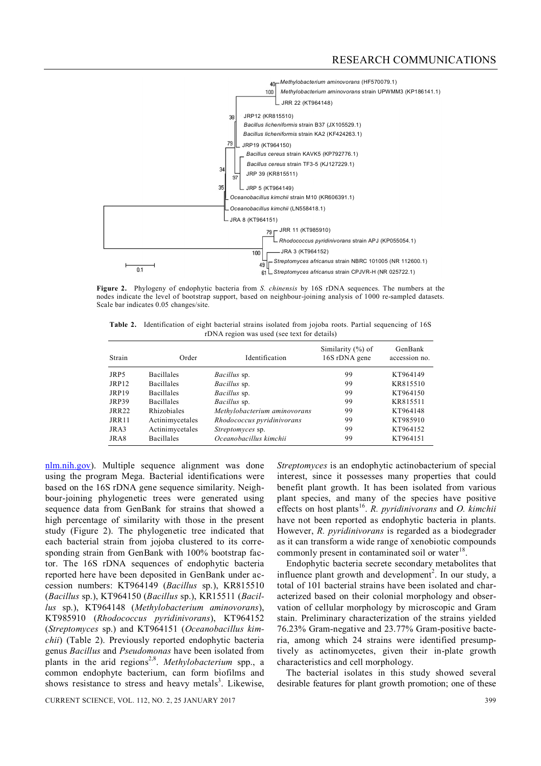40 Methylobacterium aminovorans (HF570079.1)
100 Methylobacterium aminovorans strain UPWMM3 (KP186141.1)
JRR 22 (KT964148)
38 JRP12 (KR815510)
Bacillus licheniformis strain B37 (JX105529.1)
Bacillus licheniformis strain KA2 (KF424263.1)
79 JRP19 (KT964150)
Bacillus cereus strain KAVK5 (KP792776.1)
Bacillus cereus strain TF3-5 (KJ127229.1)
34 97 JRP 39 (KR815511)
35 JRP 5 (KT964149)
Oceanobacillus kimchii strain M10 (KR606391.1)
Oceanobacillus kimchii (LN558418.1)
JRA 8 (KT964151)
79 JRR 11 (KT985910)
Rhodococcus pyridinivorans strain APJ (KP055054.1)
100 JRA 3 (KT964152)
49 Streptomyces africanus strain NBRC 101005 (NR 112600.1)
61 Streptomyces africanus strain CPJVR-H (NR 025722.1)
0.1

**Figure 2.** Phylogeny of endophytic bacteria from *S. chinensis* by 16S rDNA sequences. The numbers at the nodes indicate the level of bootstrap support, based on neighbour-joining analysis of 1000 re-sampled datasets. Scale bar indicates 0.05 changes/site.

**Table 2.** Identification of eight bacterial strains isolated from jojoba roots. Partial sequencing of 16S rDNA region was used (see text for details)

| Strain | Order | Identification | Similarity (%) of 16S rDNA gene | GenBank accession no. |
|---|---|---|---|---|
| JRP5 | Bacillales | *Bacillus* sp. | 99 | KT964149 |
| JRP12 | Bacillales | *Bacillus* sp. | 99 | KR815510 |
| JRP19 | Bacillales | *Bacillus* sp. | 99 | KT964150 |
| JRP39 | Bacillales | *Bacillus* sp. | 99 | KR815511 |
| JRR22 | Rhizobiales | *Methylobacterium aminovorans* | 99 | KT964148 |
| JRR11 | Actinimycetales | *Rhodococcus pyridinivorans* | 99 | KT985910 |
| JRA3 | Actinimycetales | *Streptomyces* sp. | 99 | KT964152 |
| JRA8 | Bacillales | *Oceanobacillus kimchii* | 99 | KT964151 |

nlm.nih.gov). Multiple sequence alignment was done using the program Mega. Bacterial identifications were based on the 16S rDNA gene sequence similarity. Neighbour-joining phylogenetic trees were generated using sequence data from GenBank for strains that showed a high percentage of similarity with those in the present study (Figure 2). The phylogenetic tree indicated that each bacterial strain from jojoba clustered to its corresponding strain from GenBank with 100% bootstrap factor. The 16S rDNA sequences of endophytic bacteria reported here have been deposited in GenBank under accession numbers: KT964149 (*Bacillus* sp.), KR815510 (*Bacillus* sp.), KT964150 (*Bacillus* sp.), KR15511 (*Bacillus* sp.), KT964148 (*Methylobacterium aminovorans*), KT985910 (*Rhodococcus pyridinivorans*), KT964152 (*Streptomyces* sp.) and KT964151 (*Oceanobacillus kimchii*) (Table 2). Previously reported endophytic bacteria genus *Bacillus* and *Pseudomonas* have been isolated from plants in the arid regions[2,8]. *Methylobacterium* spp., a common endophyte bacterium, can form biofilms and shows resistance to stress and heavy metals[3]. Likewise, *Streptomyces* is an endophytic actinobacterium of special interest, since it possesses many properties that could benefit plant growth. It has been isolated from various plant species, and many of the species have positive effects on host plants[16]. *R. pyridinivorans* and *O. kimchii* have not been reported as endophytic bacteria in plants. However, *R. pyridinivorans* is regarded as a biodegrader as it can transform a wide range of xenobiotic compounds commonly present in contaminated soil or water[18].

Endophytic bacteria secrete secondary metabolites that influence plant growth and development[2]. In our study, a total of 101 bacterial strains have been isolated and characterized based on their colonial morphology and observation of cellular morphology by microscopic and Gram stain. Preliminary characterization of the strains yielded 76.23% Gram-negative and 23.77% Gram-positive bacteria, among which 24 strains were identified presumptively as actinomycetes, given their in-plate growth characteristics and cell morphology.

The bacterial isolates in this study showed several desirable features for plant growth promotion; one of these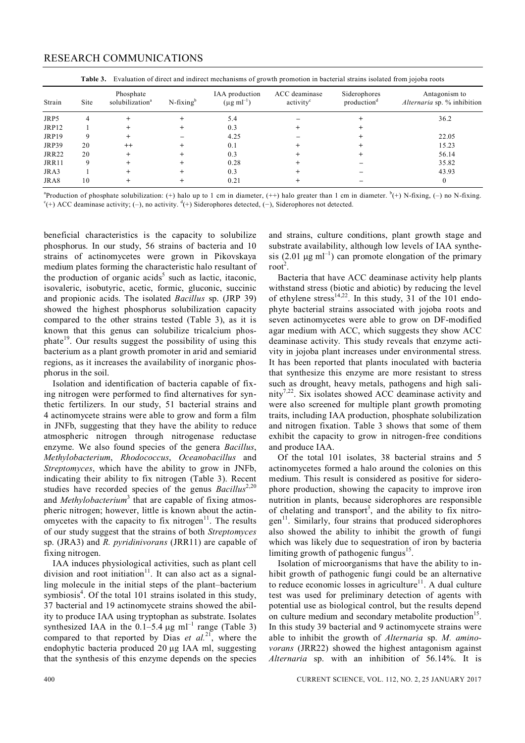**Table 3.** Evaluation of direct and indirect mechanisms of growth promotion in bacterial strains isolated from jojoba roots

| Strain | Site | Phosphate solubilization[a] | N-fixing[b] | IAA production ($\mu$g ml$^{-1}$) | ACC deaminase activity[c] | Siderophores production[d] | Antagonism to *Alternaria* sp. % inhibition |
|---|---|---|---|---|---|---|---|
| JRP5 | 4 | + | + | 5.4 | – | + | 36.2 |
| JRP12 | 1 | + | + | 0.3 | + | + | |
| JRP19 | 9 | + | – | 4.25 | – | + | 22.05 |
| JRP39 | 20 | ++ | + | 0.1 | + | + | 15.23 |
| JRR22 | 20 | + | + | 0.3 | + | + | 56.14 |
| JRR11 | 9 | + | + | 0.28 | + | – | 35.82 |
| JRA3 | 1 | + | + | 0.3 | + | – | 43.93 |
| JRA8 | 10 | + | + | 0.21 | + | – | 0 |

[a]Production of phosphate solubilization: (+) halo up to 1 cm in diameter, (++) halo greater than 1 cm in diameter. [b](+) N-fixing, (–) no N-fixing. [c](+) ACC deaminase activity; (–), no activity. [d](+) Siderophores detected, (−), Siderophores not detected.

beneficial characteristics is the capacity to solubilize phosphorus. In our study, 56 strains of bacteria and 10 strains of actinomycetes were grown in Pikovskaya medium plates forming the characteristic halo resultant of the production of organic acids[5] such as lactic, itaconic, isovaleric, isobutyric, acetic, formic, gluconic, succinic and propionic acids. The isolated *Bacillus* sp. (JRP 39) showed the highest phosphorus solubilization capacity compared to the other strains tested (Table 3), as it is known that this genus can solubilize tricalcium phosphate[19]. Our results suggest the possibility of using this bacterium as a plant growth promoter in arid and semiarid regions, as it increases the availability of inorganic phosphorus in the soil.

Isolation and identification of bacteria capable of fixing nitrogen were performed to find alternatives for synthetic fertilizers. In our study, 51 bacterial strains and 4 actinomycete strains were able to grow and form a film in JNFb, suggesting that they have the ability to reduce atmospheric nitrogen through nitrogenase reductase enzyme. We also found species of the genera *Bacillus*, *Methylobacterium*, *Rhodococcus*, *Oceanobacillus* and *Streptomyces*, which have the ability to grow in JNFb, indicating their ability to fix nitrogen (Table 3). Recent studies have recorded species of the genus *Bacillus*[2,20] and *Methylobacterium*[3] that are capable of fixing atmospheric nitrogen; however, little is known about the actinomycetes with the capacity to fix nitrogen[11]. The results of our study suggest that the strains of both *Streptomyces* sp. (JRA3) and *R. pyridinivorans* (JRR11) are capable of fixing nitrogen.

IAA induces physiological activities, such as plant cell division and root initiation[11]. It can also act as a signalling molecule in the initial steps of the plant–bacterium symbiosis[4]. Of the total 101 strains isolated in this study, 37 bacterial and 19 actinomycete strains showed the ability to produce IAA using tryptophan as substrate. Isolates synthesized IAA in the 0.1–5.4 $\mu$g ml$^{-1}$ range (Table 3) compared to that reported by Dias *et al.*[21], where the endophytic bacteria produced 20 $\mu$g IAA ml, suggesting that the synthesis of this enzyme depends on the species and strains, culture conditions, plant growth stage and substrate availability, although low levels of IAA synthesis (2.01 $\mu$g ml$^{-1}$) can promote elongation of the primary root[2].

Bacteria that have ACC deaminase activity help plants withstand stress (biotic and abiotic) by reducing the level of ethylene stress[14,22]. In this study, 31 of the 101 endophyte bacterial strains associated with jojoba roots and seven actinomycetes were able to grow on DF-modified agar medium with ACC, which suggests they show ACC deaminase activity. This study reveals that enzyme activity in jojoba plant increases under environmental stress. It has been reported that plants inoculated with bacteria that synthesize this enzyme are more resistant to stress such as drought, heavy metals, pathogens and high salinity[7,22]. Six isolates showed ACC deaminase activity and were also screened for multiple plant growth promoting traits, including IAA production, phosphate solubilization and nitrogen fixation. Table 3 shows that some of them exhibit the capacity to grow in nitrogen-free conditions and produce IAA.

Of the total 101 isolates, 38 bacterial strains and 5 actinomycetes formed a halo around the colonies on this medium. This result is considered as positive for siderophore production, showing the capacity to improve iron nutrition in plants, because siderophores are responsible of chelating and transport[3], and the ability to fix nitrogen[11]. Similarly, four strains that produced siderophores also showed the ability to inhibit the growth of fungi which was likely due to sequestration of iron by bacteria limiting growth of pathogenic fungus[15].

Isolation of microorganisms that have the ability to inhibit growth of pathogenic fungi could be an alternative to reduce economic losses in agriculture[11]. A dual culture test was used for preliminary detection of agents with potential use as biological control, but the results depend on culture medium and secondary metabolite production[15]. In this study 39 bacterial and 9 actinomycete strains were able to inhibit the growth of *Alternaria* sp. *M. aminovorans* (JRR22) showed the highest antagonism against *Alternaria* sp. with an inhibition of 56.14%. It is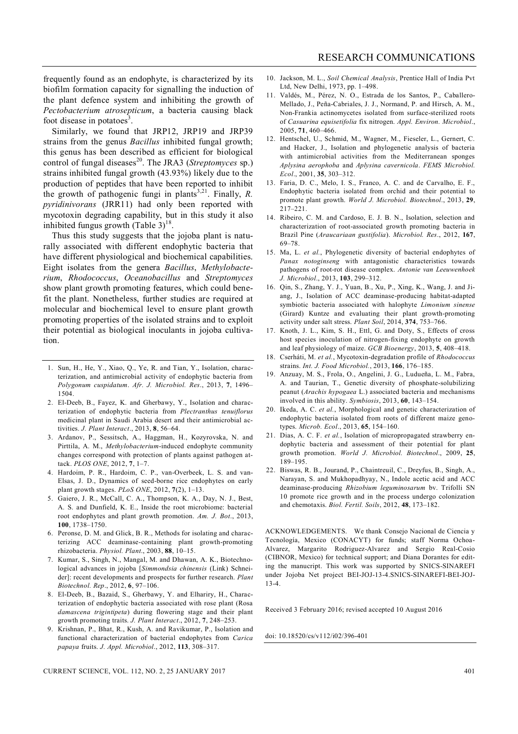frequently found as an endophyte, is characterized by its biofilm formation capacity for signalling the induction of the plant defence system and inhibiting the growth of *Pectobacterium atrosepticum*, a bacteria causing black foot disease in potatoes[3].

Similarly, we found that JRP12, JRP19 and JRP39 strains from the genus *Bacillus* inhibited fungal growth; this genus has been described as efficient for biological control of fungal diseases[20]. The JRA3 (*Streptomyces* sp.) strains inhibited fungal growth (43.93%) likely due to the production of peptides that have been reported to inhibit the growth of pathogenic fungi in plants[3,21]. Finally, *R. pyridinivorans* (JRR11) had only been reported with mycotoxin degrading capability, but in this study it also inhibited fungus growth (Table 3)[18].

Thus this study suggests that the jojoba plant is naturally associated with different endophytic bacteria that have different physiological and biochemical capabilities. Eight isolates from the genera *Bacillus*, *Methylobacterium*, *Rhodococcus*, *Oceanobacillus* and *Streptomyces* show plant growth promoting features, which could benefit the plant. Nonetheless, further studies are required at molecular and biochemical level to ensure plant growth promoting properties of the isolated strains and to exploit their potential as biological inoculants in jojoba cultivation.

1. Sun, H., He, Y., Xiao, Q., Ye, R. and Tian, Y., Isolation, characterization, and antimicrobial activity of endophytic bacteria from *Polygonum cuspidatum*. *Afr. J. Microbiol. Res*., 2013, **7**, 1496–1504.
2. El-Deeb, B., Fayez, K. and Gherbawy, Y., Isolation and characterization of endophytic bacteria from *Plectranthus tenuiflorus* medicinal plant in Saudi Arabia desert and their antimicrobial activities. *J. Plant Interact*., 2013, **8**, 56–64.
3. Ardanov, P., Sessitsch, A., Haggman, H., Kozyrovska, N. and Pirttila, A. M., *Methylobacterium*-induced endophyte community changes correspond with protection of plants against pathogen attack. *PLOS ONE*, 2012, **7**, 1–7.
4. Hardoim, P. R., Hardoim, C. P., van-Overbeek, L. S. and van-Elsas, J. D., Dynamics of seed-borne rice endophytes on early plant growth stages. *PLoS ONE*, 2012, **7**(2), 1–13.
5. Gaiero, J. R., McCall, C. A., Thompson, K. A., Day, N. J., Best, A. S. and Dunfield, K. E., Inside the root microbiome: bacterial root endophytes and plant growth promotion. *Am. J. Bot*., 2013, **100**, 1738–1750.
6. Peronse, D. M. and Glick, B. R., Methods for isolating and characterizing ACC deaminase-containing plant growth-promoting rhizobacteria. *Physiol. Plant*., 2003, **88**, 10–15.
7. Kumar, S., Singh, N., Mangal, M. and Dhawan, A. K., Biotechnological advances in jojoba [*Simmondsia chinensis* (Link) Schneider]: recent developments and prospects for further research. *Plant Biotechnol. Rep*., 2012, **6**, 97–106.
8. El-Deeb, B., Bazaid, S., Gherbawy, Y. and Elhariry, H., Characterization of endophytic bacteria associated with rose plant (Rosa *damascena trigintipeta*) during flowering stage and their plant growth promoting traits. *J. Plant Interact*., 2012, **7**, 248–253.
9. Krishnan, P., Bhat, R., Kush, A. and Ravikumar, P., Isolation and functional characterization of bacterial endophytes from *Carica papaya* fruits. *J. Appl. Microbiol*., 2012, **113**, 308–317.
10. Jackson, M. L., *Soil Chemical Analysis*, Prentice Hall of India Pvt Ltd, New Delhi, 1973, pp. 1–498.
11. Valdés, M., Pérez, N. O., Estrada de los Santos, P., Caballero-Mellado, J., Peña-Cabriales, J. J., Normand, P. and Hirsch, A. M., Non-Frankia actinomycetes isolated from surface-sterilized roots of *Casuarina equisetifolia* fix nitrogen. *Appl. Environ. Microbiol*., 2005, **71**, 460–466.
12. Hentschel, U., Schmid, M., Wagner, M., Fieseler, L., Gernert, C. and Hacker, J., Isolation and phylogenetic analysis of bacteria with antimicrobial activities from the Mediterranean sponges *Aplysina aerophoba* and *Aplysina cavernicola*. *FEMS Microbiol. Ecol*., 2001, **35**, 303–312.
13. Faria, D. C., Melo, I. S., Franco, A. C. and de Carvalho, E. F., Endophytic bacteria isolated from orchid and their potential to promote plant growth. *World J. Microbiol. Biotechnol*., 2013, **29**, 217–221.
14. Ribeiro, C. M. and Cardoso, E. J. B. N., Isolation, selection and characterization of root-associated growth promoting bacteria in Brazil Pine (*Araucariaan gustifolia*). *Microbiol. Res*., 2012, **167**, 69–78.
15. Ma, L. *et al.*, Phylogenetic diversity of bacterial endophytes of *Panax notoginseng* with antagonistic characteristics towards pathogens of root-rot disease complex. *Antonie van Leeuwenhoek J. Microbiol*., 2013, **103**, 299–312.
16. Qin, S., Zhang, Y. J., Yuan, B., Xu, P., Xing, K., Wang, J. and Jiang, J., Isolation of ACC deaminase-producing habitat-adapted symbiotic bacteria associated with halophyte *Limonium sinense* (Girard) Kuntze and evaluating their plant growth-promoting activity under salt stress. *Plant Soil*, 2014, **374**, 753–766.
17. Knoth, J. L., Kim, S. H., Ettl, G. and Doty, S., Effects of cross host species inoculation of nitrogen-fixing endophyte on growth and leaf physiology of maize. *GCB Bioenergy*, 2013, **5**, 408–418.
18. Cserháti, M. *et al.*, Mycotoxin-degradation profile of *Rhodococcus* strains. *Int. J. Food Microbiol.*, 2013, **166**, 176–185.
19. Anzuay, M. S., Frola, O., Angelini, J. G., Ludueña, L. M., Fabra, A. and Taurian, T., Genetic diversity of phosphate-solubilizing peanut (*Arachis hypogaea* L.) associated bacteria and mechanisms involved in this ability. *Symbiosis*, 2013, **60**, 143–154.
20. Ikeda, A. C. *et al.*, Morphological and genetic characterization of endophytic bacteria isolated from roots of different maize genotypes. *Microb. Ecol*., 2013, **65**, 154–160.
21. Dias, A. C. F. *et al.*, Isolation of micropropagated strawberry endophytic bacteria and assessment of their potential for plant growth promotion. *World J. Microbiol. Biotechnol*., 2009, **25**, 189–195.
22. Biswas, R. B., Jourand, P., Chaintreuil, C., Dreyfus, B., Singh, A., Narayan, S. and Mukhopadhyay, N., Indole acetic acid and ACC deaminase-producing *Rhizobium leguminosarum* bv. Trifolli SN 10 promote rice growth and in the process undergo colonization and chemotaxis. *Biol. Fertil. Soils*, 2012, **48**, 173–182.

ACKNOWLEDGEMENTS. We thank Consejo Nacional de Ciencia y Tecnología, Mexico (CONACYT) for funds; staff Norma Ochoa-Alvarez, Margarito Rodriguez-Alvarez and Sergio Real-Cosio (CIBNOR, Mexico) for technical support; and Diana Dorantes for editing the manucript. This work was supported by SNICS-SINAREFI under Jojoba Net project BEI-JOJ-13-4.SNICS-SINAREFI-BEI-JOJ-13-4.

Received 3 February 2016; revised accepted 10 August 2016

doi: 10.18520/cs/v112/i02/396-401